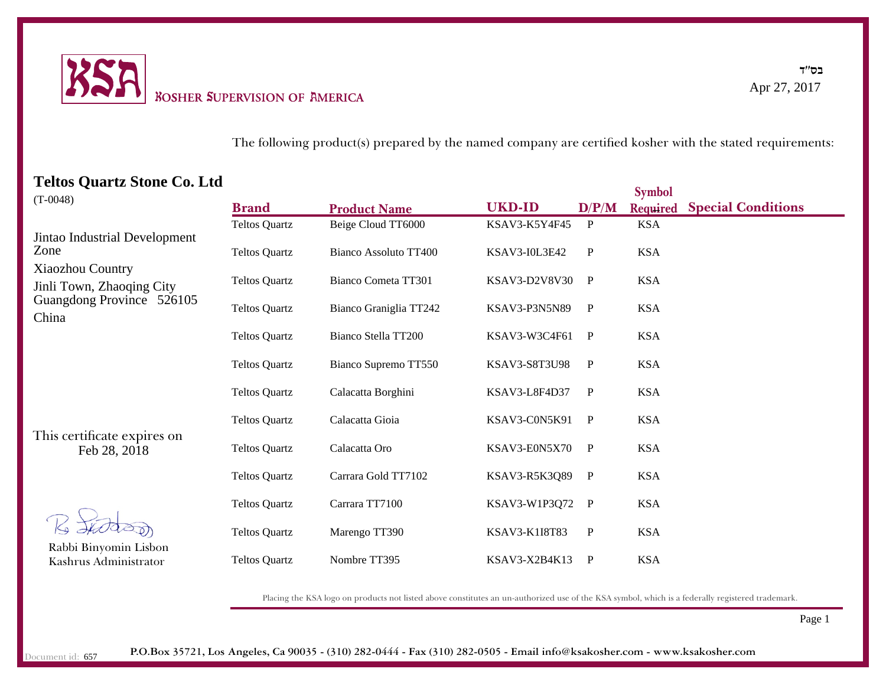KSA

KOSHER SUPERVISION OF AMERICA

בס"ד

Apr 27, 2017

The following product(s) prepared by the named company are certified kosher with the stated requirements:

## Teltos Quartz Stone Co. Ltd

(T-0048)

Jintao Industrial Development Zone
Xiaozhou Country
Jinli Town, Zhaoqing City
Guangdong Province 526105
China

| Brand | Product Name | UKD-ID | D/P/M | Symbol Required | Special Conditions |
|---|---|---|---|---|---|
| Teltos Quartz | Beige Cloud TT6000 | KSAV3-K5Y4F45 | P | KSA | |
| Teltos Quartz | Bianco Assoluto TT400 | KSAV3-I0L3E42 | P | KSA | |
| Teltos Quartz | Bianco Cometa TT301 | KSAV3-D2V8V30 | P | KSA | |
| Teltos Quartz | Bianco Graniglia TT242 | KSAV3-P3N5N89 | P | KSA | |
| Teltos Quartz | Bianco Stella TT200 | KSAV3-W3C4F61 | P | KSA | |
| Teltos Quartz | Bianco Supremo TT550 | KSAV3-S8T3U98 | P | KSA | |
| Teltos Quartz | Calacatta Borghini | KSAV3-L8F4D37 | P | KSA | |
| Teltos Quartz | Calacatta Gioia | KSAV3-C0N5K91 | P | KSA | |
| Teltos Quartz | Calacatta Oro | KSAV3-E0N5X70 | P | KSA | |
| Teltos Quartz | Carrara Gold TT7102 | KSAV3-R5K3Q89 | P | KSA | |
| Teltos Quartz | Carrara TT7100 | KSAV3-W1P3Q72 | P | KSA | |
| Teltos Quartz | Marengo TT390 | KSAV3-K1I8T83 | P | KSA | |
| Teltos Quartz | Nombre TT395 | KSAV3-X2B4K13 | P | KSA | |

This certificate expires on
Feb 28, 2018

Rabbi Binyomin Lisbon
Kashrus Administrator

Placing the KSA logo on products not listed above constitutes an un-authorized use of the KSA symbol, which is a federally registered trademark.

Document id: 657

P.O.Box 35721, Los Angeles, Ca 90035 - (310) 282-0444 - Fax (310) 282-0505 - Email info@ksakosher.com - www.ksakosher.com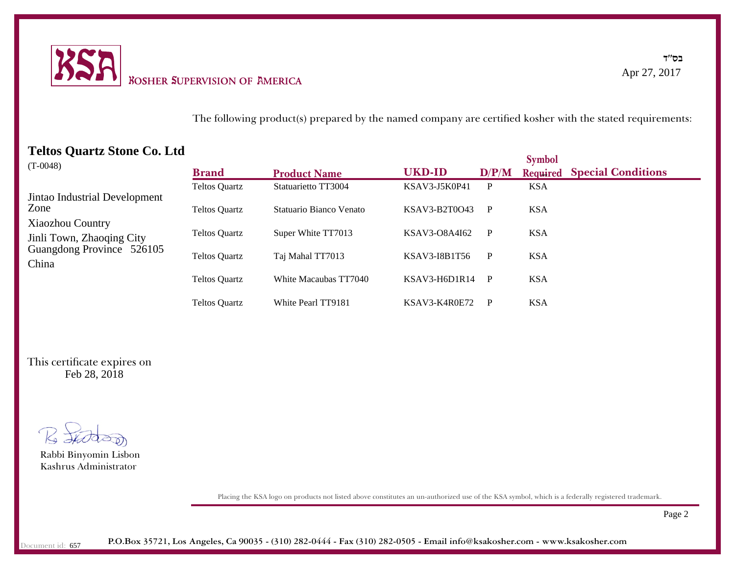KOSHER SUPERVISION OF AMERICA

בס"ד
Apr 27, 2017

The following product(s) prepared by the named company are certified kosher with the stated requirements:

**Teltos Quartz Stone Co. Ltd**
(T-0048)

Jintao Industrial Development Zone
Xiaozhou Country
Jinli Town, Zhaoqing City
Guangdong Province 526105
China

| Brand | Product Name | UKD-ID | D/P/M | Symbol Required | Special Conditions |
|---|---|---|---|---|---|
| Teltos Quartz | Statuarietto TT3004 | KSAV3-J5K0P41 | P | KSA | |
| Teltos Quartz | Statuario Bianco Venato | KSAV3-B2T0O43 | P | KSA | |
| Teltos Quartz | Super White TT7013 | KSAV3-O8A4I62 | P | KSA | |
| Teltos Quartz | Taj Mahal TT7013 | KSAV3-I8B1T56 | P | KSA | |
| Teltos Quartz | White Macaubas TT7040 | KSAV3-H6D1R14 | P | KSA | |
| Teltos Quartz | White Pearl TT9181 | KSAV3-K4R0E72 | P | KSA | |

This certificate expires on
Feb 28, 2018

Rabbi Binyomin Lisbon
Kashrus Administrator

Placing the KSA logo on products not listed above constitutes an un-authorized use of the KSA symbol, which is a federally registered trademark.

Document id: 657

**P.O.Box 35721, Los Angeles, Ca 90035 - (310) 282-0444 - Fax (310) 282-0505 - Email info@ksakosher.com - www.ksakosher.com**